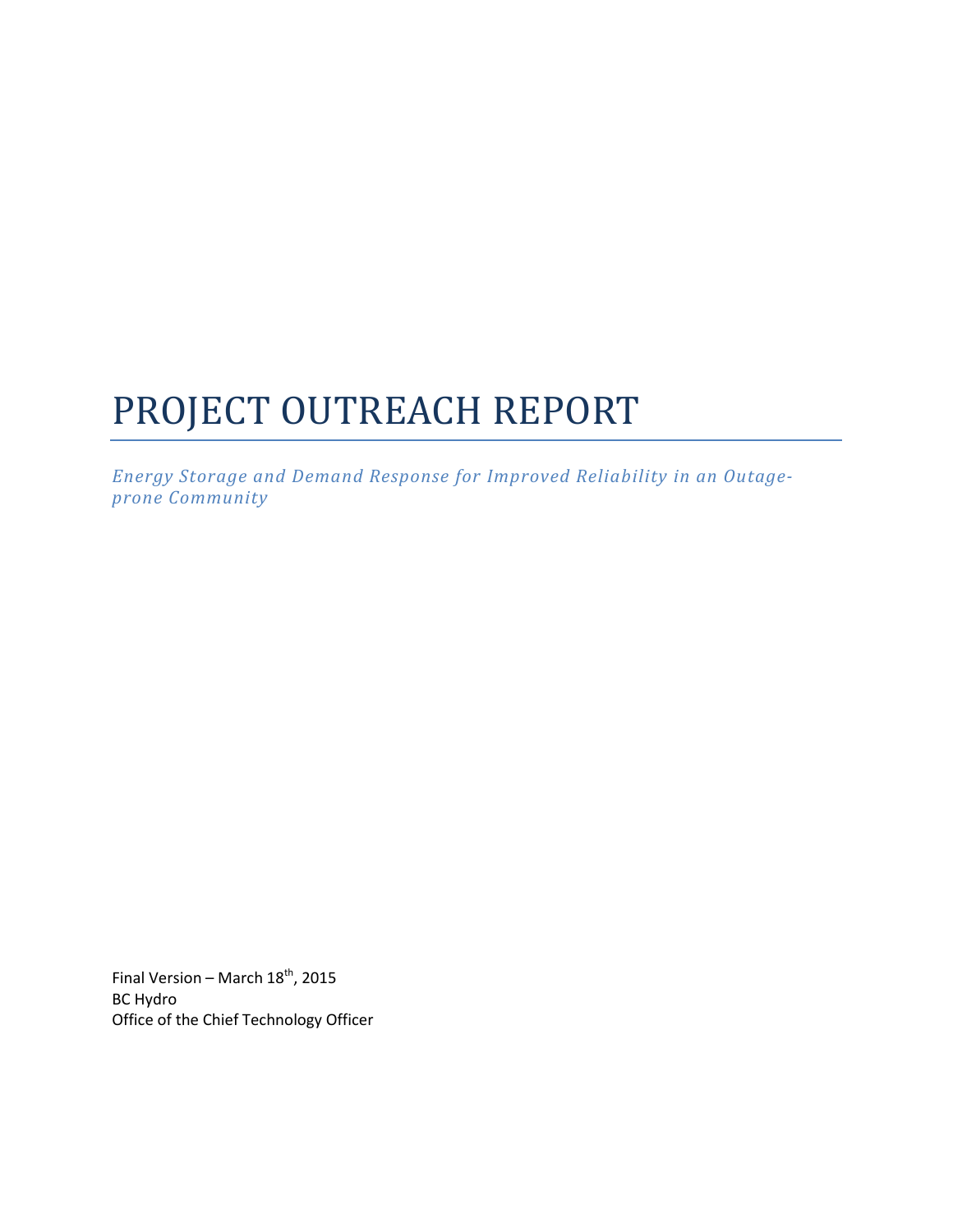# PROJECT OUTREACH REPORT

*Energy Storage and Demand Response for Improved Reliability in an Outage-prone Community*

Final Version – March 18th, 2015
BC Hydro
Office of the Chief Technology Officer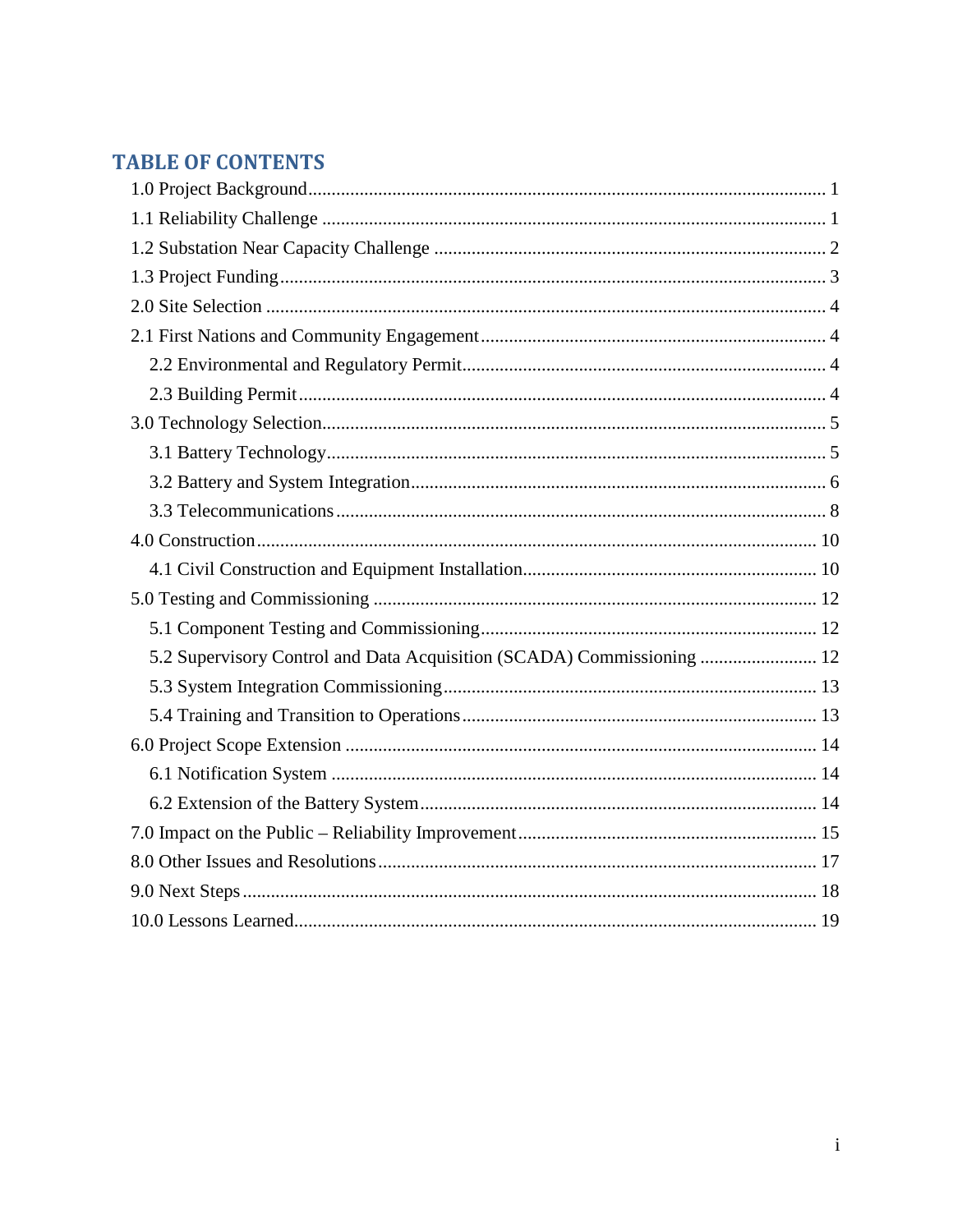# TABLE OF CONTENTS

1.0 Project Background .......... 1

1.1 Reliability Challenge .......... 1

1.2 Substation Near Capacity Challenge .......... 2

1.3 Project Funding .......... 3

2.0 Site Selection .......... 4

2.1 First Nations and Community Engagement .......... 4

- 2.2 Environmental and Regulatory Permit .......... 4
- 2.3 Building Permit .......... 4

3.0 Technology Selection .......... 5

- 3.1 Battery Technology .......... 5
- 3.2 Battery and System Integration .......... 6
- 3.3 Telecommunications .......... 8

4.0 Construction .......... 10

- 4.1 Civil Construction and Equipment Installation .......... 10

5.0 Testing and Commissioning .......... 12

- 5.1 Component Testing and Commissioning .......... 12
- 5.2 Supervisory Control and Data Acquisition (SCADA) Commissioning .......... 12
- 5.3 System Integration Commissioning .......... 13
- 5.4 Training and Transition to Operations .......... 13

6.0 Project Scope Extension .......... 14

- 6.1 Notification System .......... 14
- 6.2 Extension of the Battery System .......... 14

7.0 Impact on the Public – Reliability Improvement .......... 15

8.0 Other Issues and Resolutions .......... 17

9.0 Next Steps .......... 18

10.0 Lessons Learned .......... 19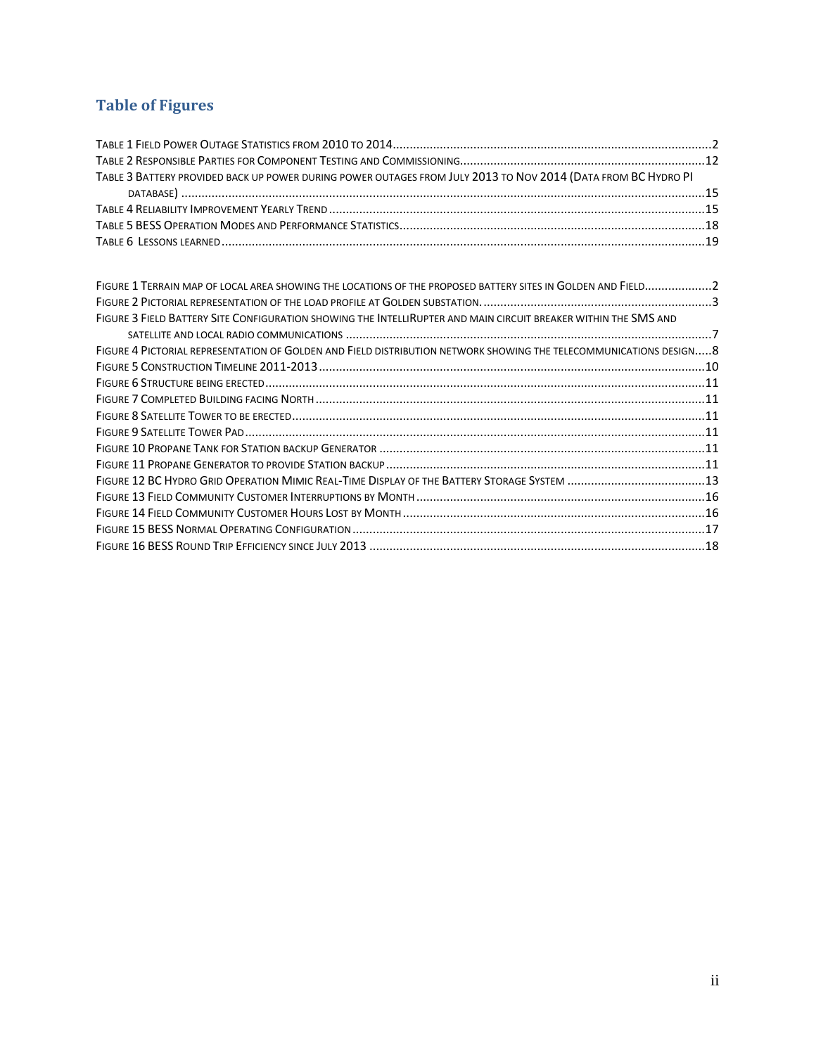## Table of Figures

TABLE 1 FIELD POWER OUTAGE STATISTICS FROM 2010 TO 2014....................................................................................................2
TABLE 2 RESPONSIBLE PARTIES FOR COMPONENT TESTING AND COMMISSIONING.............................................................................12
TABLE 3 BATTERY PROVIDED BACK UP POWER DURING POWER OUTAGES FROM JULY 2013 TO NOV 2014 (DATA FROM BC HYDRO PI DATABASE) ..............................................................................................................................................................15
TABLE 4 RELIABILITY IMPROVEMENT YEARLY TREND ..........................................................................................................15
TABLE 5 BESS OPERATION MODES AND PERFORMANCE STATISTICS....................................................................................18
TABLE 6 LESSONS LEARNED ...........................................................................................................................................19

FIGURE 1 TERRAIN MAP OF LOCAL AREA SHOWING THE LOCATIONS OF THE PROPOSED BATTERY SITES IN GOLDEN AND FIELD....................2
FIGURE 2 PICTORIAL REPRESENTATION OF THE LOAD PROFILE AT GOLDEN SUBSTATION. ....................................................................3
FIGURE 3 FIELD BATTERY SITE CONFIGURATION SHOWING THE INTELLIRUPTER AND MAIN CIRCUIT BREAKER WITHIN THE SMS AND SATELLITE AND LOCAL RADIO COMMUNICATIONS ...............................................................................................................7
FIGURE 4 PICTORIAL REPRESENTATION OF GOLDEN AND FIELD DISTRIBUTION NETWORK SHOWING THE TELECOMMUNICATIONS DESIGN.....8
FIGURE 5 CONSTRUCTION TIMELINE 2011-2013...................................................................................................................10
FIGURE 6 STRUCTURE BEING ERECTED..................................................................................................................................11
FIGURE 7 COMPLETED BUILDING FACING NORTH ....................................................................................................................11
FIGURE 8 SATELLITE TOWER TO BE ERECTED..........................................................................................................................11
FIGURE 9 SATELLITE TOWER PAD........................................................................................................................................11
FIGURE 10 PROPANE TANK FOR STATION BACKUP GENERATOR .................................................................................................11
FIGURE 11 PROPANE GENERATOR TO PROVIDE STATION BACKUP ...............................................................................................11
FIGURE 12 BC HYDRO GRID OPERATION MIMIC REAL-TIME DISPLAY OF THE BATTERY STORAGE SYSTEM .........................................13
FIGURE 13 FIELD COMMUNITY CUSTOMER INTERRUPTIONS BY MONTH ......................................................................................16
FIGURE 14 FIELD COMMUNITY CUSTOMER HOURS LOST BY MONTH ..........................................................................................16
FIGURE 15 BESS NORMAL OPERATING CONFIGURATION ........................................................................................................17
FIGURE 16 BESS ROUND TRIP EFFICIENCY SINCE JULY 2013 ...................................................................................................18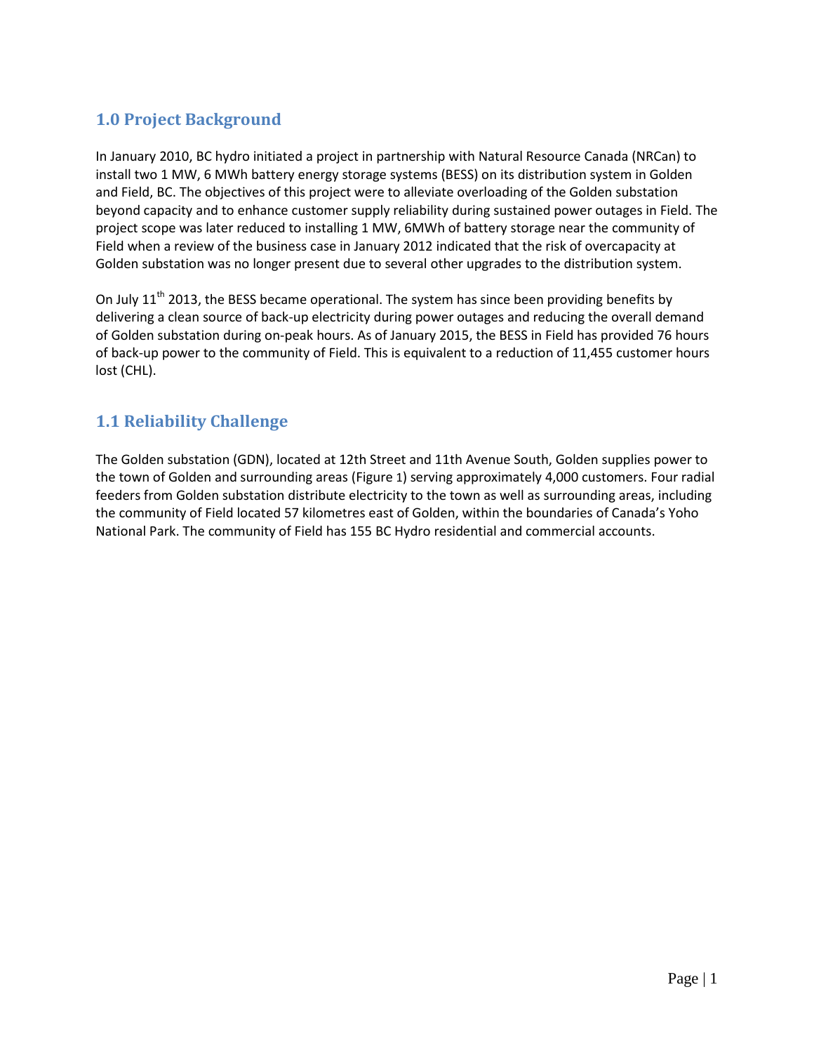## 1.0 Project Background

In January 2010, BC hydro initiated a project in partnership with Natural Resource Canada (NRCan) to install two 1 MW, 6 MWh battery energy storage systems (BESS) on its distribution system in Golden and Field, BC. The objectives of this project were to alleviate overloading of the Golden substation beyond capacity and to enhance customer supply reliability during sustained power outages in Field. The project scope was later reduced to installing 1 MW, 6MWh of battery storage near the community of Field when a review of the business case in January 2012 indicated that the risk of overcapacity at Golden substation was no longer present due to several other upgrades to the distribution system.

On July 11th 2013, the BESS became operational. The system has since been providing benefits by delivering a clean source of back-up electricity during power outages and reducing the overall demand of Golden substation during on-peak hours. As of January 2015, the BESS in Field has provided 76 hours of back-up power to the community of Field. This is equivalent to a reduction of 11,455 customer hours lost (CHL).

## 1.1 Reliability Challenge

The Golden substation (GDN), located at 12th Street and 11th Avenue South, Golden supplies power to the town of Golden and surrounding areas (Figure 1) serving approximately 4,000 customers. Four radial feeders from Golden substation distribute electricity to the town as well as surrounding areas, including the community of Field located 57 kilometres east of Golden, within the boundaries of Canada's Yoho National Park. The community of Field has 155 BC Hydro residential and commercial accounts.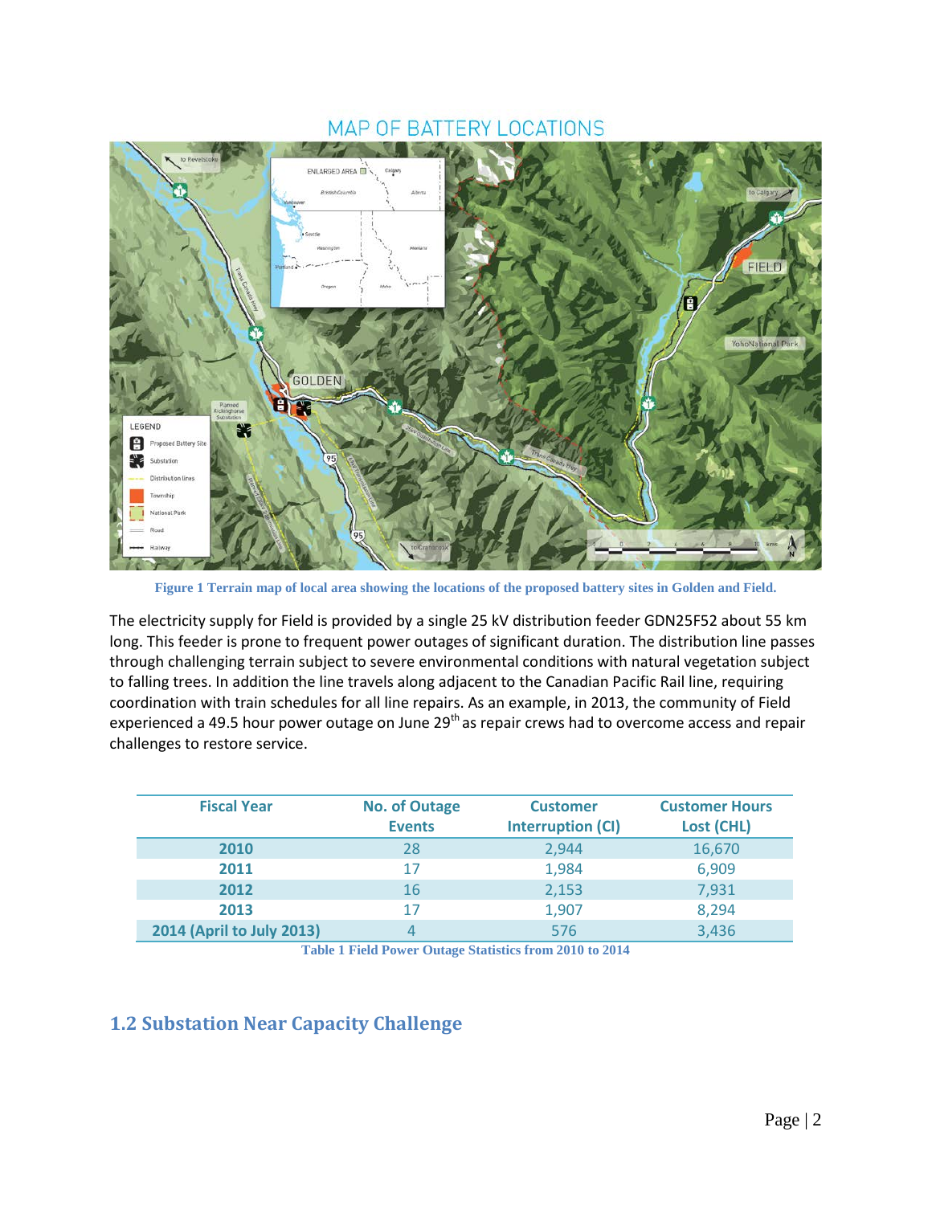MAP OF BATTERY LOCATIONS

Figure 1 Terrain map of local area showing the locations of the proposed battery sites in Golden and Field.

The electricity supply for Field is provided by a single 25 kV distribution feeder GDN25F52 about 55 km long. This feeder is prone to frequent power outages of significant duration. The distribution line passes through challenging terrain subject to severe environmental conditions with natural vegetation subject to falling trees. In addition the line travels along adjacent to the Canadian Pacific Rail line, requiring coordination with train schedules for all line repairs. As an example, in 2013, the community of Field experienced a 49.5 hour power outage on June 29th as repair crews had to overcome access and repair challenges to restore service.

| Fiscal Year | No. of Outage Events | Customer Interruption (CI) | Customer Hours Lost (CHL) |
|---|---|---|---|
| **2010** | 28 | 2,944 | 16,670 |
| **2011** | 17 | 1,984 | 6,909 |
| **2012** | 16 | 2,153 | 7,931 |
| **2013** | 17 | 1,907 | 8,294 |
| **2014 (April to July 2013)** | 4 | 576 | 3,436 |

Table 1 Field Power Outage Statistics from 2010 to 2014

## 1.2 Substation Near Capacity Challenge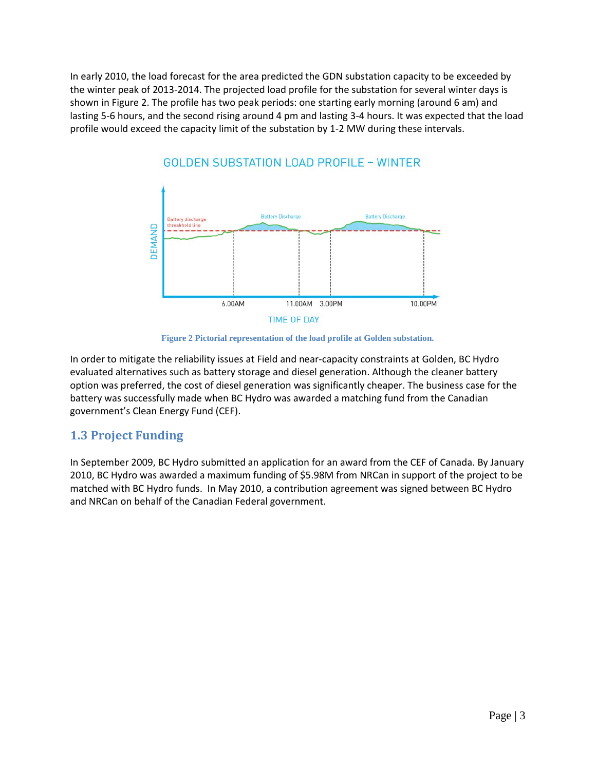In early 2010, the load forecast for the area predicted the GDN substation capacity to be exceeded by the winter peak of 2013-2014. The projected load profile for the substation for several winter days is shown in Figure 2. The profile has two peak periods: one starting early morning (around 6 am) and lasting 5-6 hours, and the second rising around 4 pm and lasting 3-4 hours. It was expected that the load profile would exceed the capacity limit of the substation by 1-2 MW during these intervals.

**Figure 2 Pictorial representation of the load profile at Golden substation.**

In order to mitigate the reliability issues at Field and near-capacity constraints at Golden, BC Hydro evaluated alternatives such as battery storage and diesel generation. Although the cleaner battery option was preferred, the cost of diesel generation was significantly cheaper. The business case for the battery was successfully made when BC Hydro was awarded a matching fund from the Canadian government's Clean Energy Fund (CEF).

## 1.3 Project Funding

In September 2009, BC Hydro submitted an application for an award from the CEF of Canada. By January 2010, BC Hydro was awarded a maximum funding of $5.98M from NRCan in support of the project to be matched with BC Hydro funds. In May 2010, a contribution agreement was signed between BC Hydro and NRCan on behalf of the Canadian Federal government.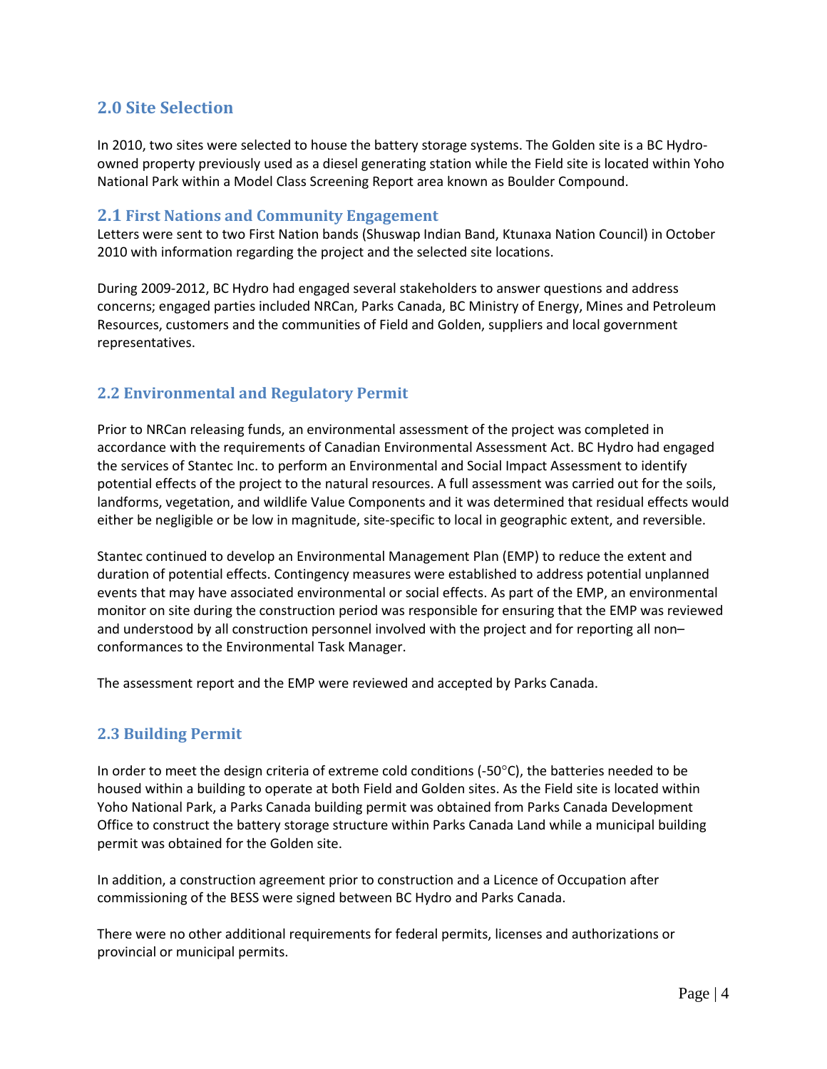## 2.0 Site Selection

In 2010, two sites were selected to house the battery storage systems. The Golden site is a BC Hydro-owned property previously used as a diesel generating station while the Field site is located within Yoho National Park within a Model Class Screening Report area known as Boulder Compound.

### 2.1 First Nations and Community Engagement

Letters were sent to two First Nation bands (Shuswap Indian Band, Ktunaxa Nation Council) in October 2010 with information regarding the project and the selected site locations.

During 2009-2012, BC Hydro had engaged several stakeholders to answer questions and address concerns; engaged parties included NRCan, Parks Canada, BC Ministry of Energy, Mines and Petroleum Resources, customers and the communities of Field and Golden, suppliers and local government representatives.

### 2.2 Environmental and Regulatory Permit

Prior to NRCan releasing funds, an environmental assessment of the project was completed in accordance with the requirements of Canadian Environmental Assessment Act. BC Hydro had engaged the services of Stantec Inc. to perform an Environmental and Social Impact Assessment to identify potential effects of the project to the natural resources. A full assessment was carried out for the soils, landforms, vegetation, and wildlife Value Components and it was determined that residual effects would either be negligible or be low in magnitude, site-specific to local in geographic extent, and reversible.

Stantec continued to develop an Environmental Management Plan (EMP) to reduce the extent and duration of potential effects. Contingency measures were established to address potential unplanned events that may have associated environmental or social effects. As part of the EMP, an environmental monitor on site during the construction period was responsible for ensuring that the EMP was reviewed and understood by all construction personnel involved with the project and for reporting all non–conformances to the Environmental Task Manager.

The assessment report and the EMP were reviewed and accepted by Parks Canada.

### 2.3 Building Permit

In order to meet the design criteria of extreme cold conditions (-50°C), the batteries needed to be housed within a building to operate at both Field and Golden sites. As the Field site is located within Yoho National Park, a Parks Canada building permit was obtained from Parks Canada Development Office to construct the battery storage structure within Parks Canada Land while a municipal building permit was obtained for the Golden site.

In addition, a construction agreement prior to construction and a Licence of Occupation after commissioning of the BESS were signed between BC Hydro and Parks Canada.

There were no other additional requirements for federal permits, licenses and authorizations or provincial or municipal permits.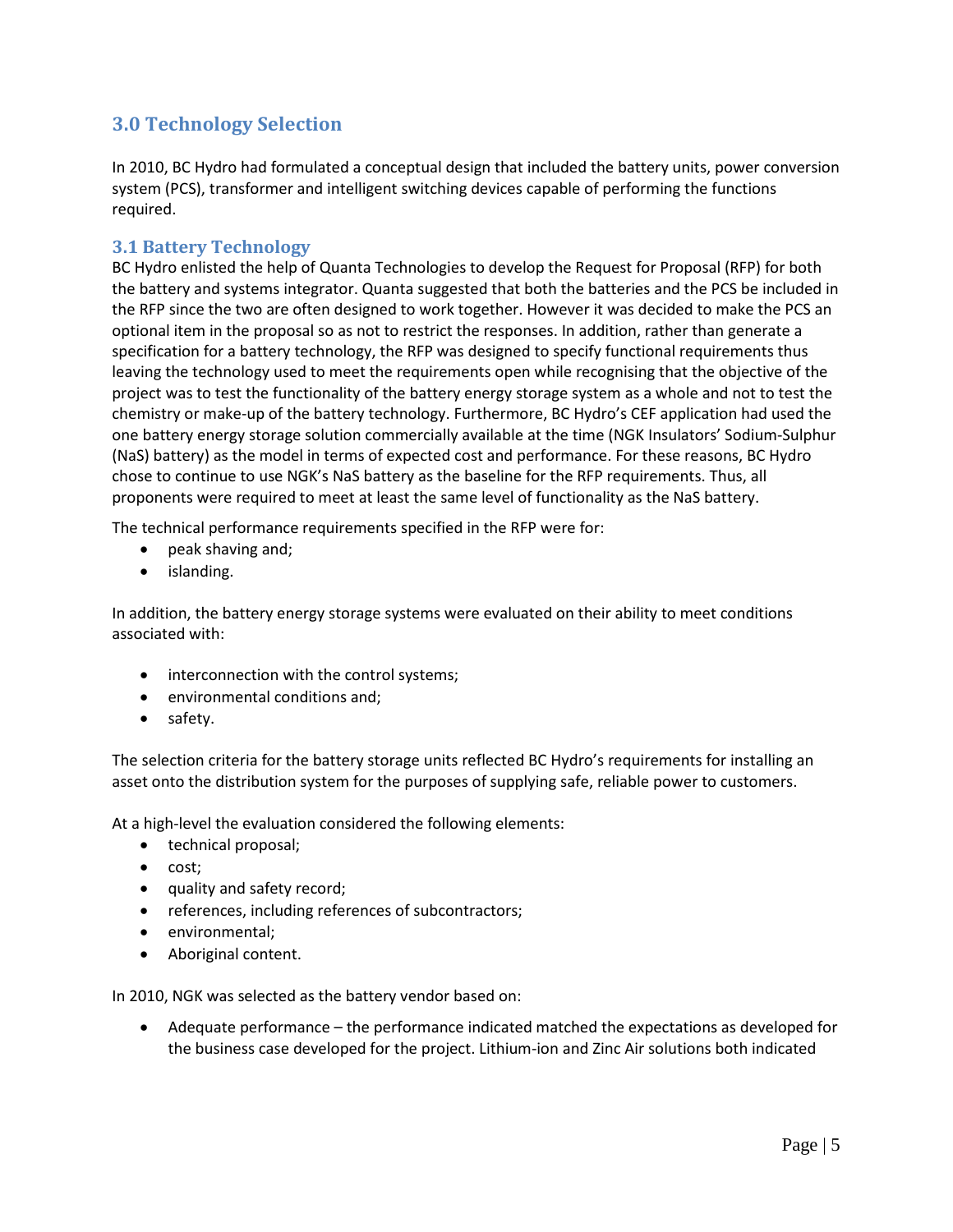## 3.0 Technology Selection

In 2010, BC Hydro had formulated a conceptual design that included the battery units, power conversion system (PCS), transformer and intelligent switching devices capable of performing the functions required.

### 3.1 Battery Technology

BC Hydro enlisted the help of Quanta Technologies to develop the Request for Proposal (RFP) for both the battery and systems integrator. Quanta suggested that both the batteries and the PCS be included in the RFP since the two are often designed to work together. However it was decided to make the PCS an optional item in the proposal so as not to restrict the responses. In addition, rather than generate a specification for a battery technology, the RFP was designed to specify functional requirements thus leaving the technology used to meet the requirements open while recognising that the objective of the project was to test the functionality of the battery energy storage system as a whole and not to test the chemistry or make-up of the battery technology. Furthermore, BC Hydro's CEF application had used the one battery energy storage solution commercially available at the time (NGK Insulators' Sodium-Sulphur (NaS) battery) as the model in terms of expected cost and performance. For these reasons, BC Hydro chose to continue to use NGK's NaS battery as the baseline for the RFP requirements. Thus, all proponents were required to meet at least the same level of functionality as the NaS battery.

The technical performance requirements specified in the RFP were for:

- peak shaving and;
- islanding.

In addition, the battery energy storage systems were evaluated on their ability to meet conditions associated with:

- interconnection with the control systems;
- environmental conditions and;
- safety.

The selection criteria for the battery storage units reflected BC Hydro's requirements for installing an asset onto the distribution system for the purposes of supplying safe, reliable power to customers.

At a high-level the evaluation considered the following elements:

- technical proposal;
- cost;
- quality and safety record;
- references, including references of subcontractors;
- environmental;
- Aboriginal content.

In 2010, NGK was selected as the battery vendor based on:

- Adequate performance – the performance indicated matched the expectations as developed for the business case developed for the project. Lithium-ion and Zinc Air solutions both indicated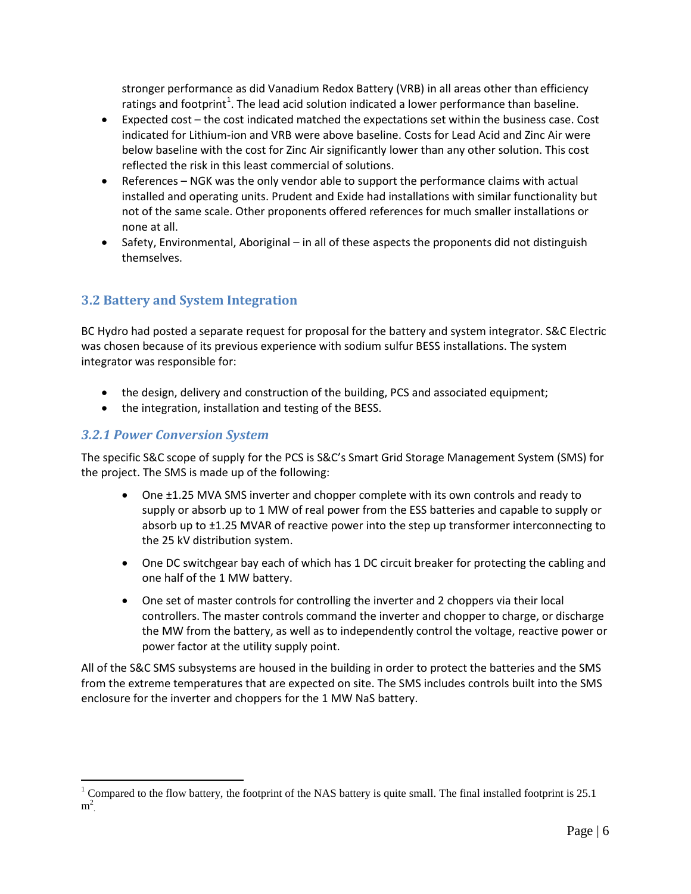stronger performance as did Vanadium Redox Battery (VRB) in all areas other than efficiency ratings and footprint[1]. The lead acid solution indicated a lower performance than baseline.

- Expected cost – the cost indicated matched the expectations set within the business case. Cost indicated for Lithium-ion and VRB were above baseline. Costs for Lead Acid and Zinc Air were below baseline with the cost for Zinc Air significantly lower than any other solution. This cost reflected the risk in this least commercial of solutions.
- References – NGK was the only vendor able to support the performance claims with actual installed and operating units. Prudent and Exide had installations with similar functionality but not of the same scale. Other proponents offered references for much smaller installations or none at all.
- Safety, Environmental, Aboriginal – in all of these aspects the proponents did not distinguish themselves.

## 3.2 Battery and System Integration

BC Hydro had posted a separate request for proposal for the battery and system integrator. S&C Electric was chosen because of its previous experience with sodium sulfur BESS installations. The system integrator was responsible for:

- the design, delivery and construction of the building, PCS and associated equipment;
- the integration, installation and testing of the BESS.

### *3.2.1 Power Conversion System*

The specific S&C scope of supply for the PCS is S&C's Smart Grid Storage Management System (SMS) for the project. The SMS is made up of the following:

- One ±1.25 MVA SMS inverter and chopper complete with its own controls and ready to supply or absorb up to 1 MW of real power from the ESS batteries and capable to supply or absorb up to ±1.25 MVAR of reactive power into the step up transformer interconnecting to the 25 kV distribution system.
- One DC switchgear bay each of which has 1 DC circuit breaker for protecting the cabling and one half of the 1 MW battery.
- One set of master controls for controlling the inverter and 2 choppers via their local controllers. The master controls command the inverter and chopper to charge, or discharge the MW from the battery, as well as to independently control the voltage, reactive power or power factor at the utility supply point.

All of the S&C SMS subsystems are housed in the building in order to protect the batteries and the SMS from the extreme temperatures that are expected on site. The SMS includes controls built into the SMS enclosure for the inverter and choppers for the 1 MW NaS battery.

---

[1] Compared to the flow battery, the footprint of the NAS battery is quite small. The final installed footprint is 25.1 $m^2$.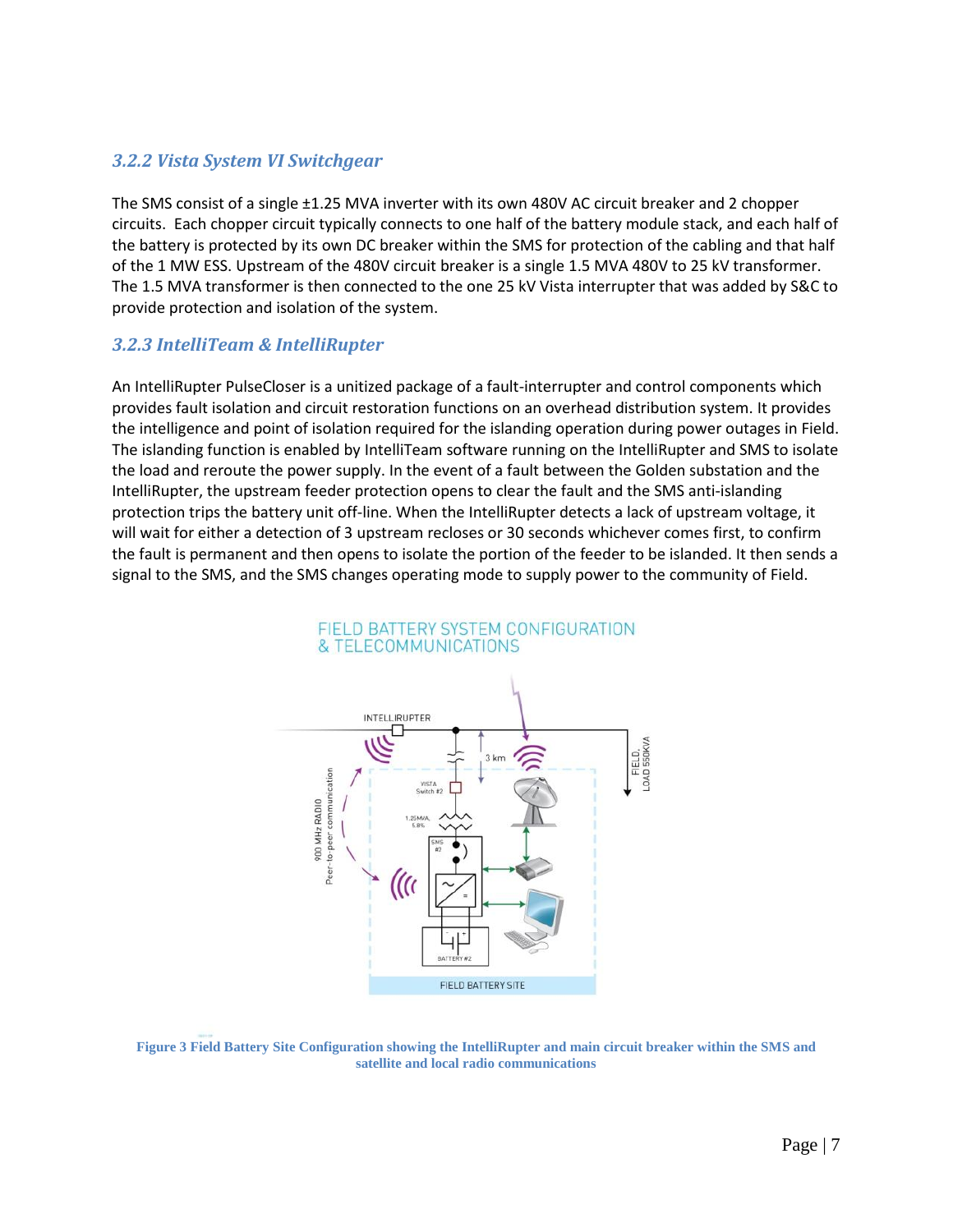### 3.2.2 Vista System VI Switchgear

The SMS consist of a single ±1.25 MVA inverter with its own 480V AC circuit breaker and 2 chopper circuits. Each chopper circuit typically connects to one half of the battery module stack, and each half of the battery is protected by its own DC breaker within the SMS for protection of the cabling and that half of the 1 MW ESS. Upstream of the 480V circuit breaker is a single 1.5 MVA 480V to 25 kV transformer. The 1.5 MVA transformer is then connected to the one 25 kV Vista interrupter that was added by S&C to provide protection and isolation of the system.

### 3.2.3 IntelliTeam & IntelliRupter

An IntelliRupter PulseCloser is a unitized package of a fault-interrupter and control components which provides fault isolation and circuit restoration functions on an overhead distribution system. It provides the intelligence and point of isolation required for the islanding operation during power outages in Field. The islanding function is enabled by IntelliTeam software running on the IntelliRupter and SMS to isolate the load and reroute the power supply. In the event of a fault between the Golden substation and the IntelliRupter, the upstream feeder protection opens to clear the fault and the SMS anti-islanding protection trips the battery unit off-line. When the IntelliRupter detects a lack of upstream voltage, it will wait for either a detection of 3 upstream recloses or 30 seconds whichever comes first, to confirm the fault is permanent and then opens to isolate the portion of the feeder to be islanded. It then sends a signal to the SMS, and the SMS changes operating mode to supply power to the community of Field.

FIELD BATTERY SYSTEM CONFIGURATION & TELECOMMUNICATIONS

INTELLIRUPTER

3 km

FIELD, LOAD 550KVA

900 MHz RADIO Peer-to-peer communication

VISTA Switch #2

1.25MVA, 5.8%

SMS #2

BATTERY #2

FIELD BATTERY SITE

Figure 3 Field Battery Site Configuration showing the IntelliRupter and main circuit breaker within the SMS and satellite and local radio communications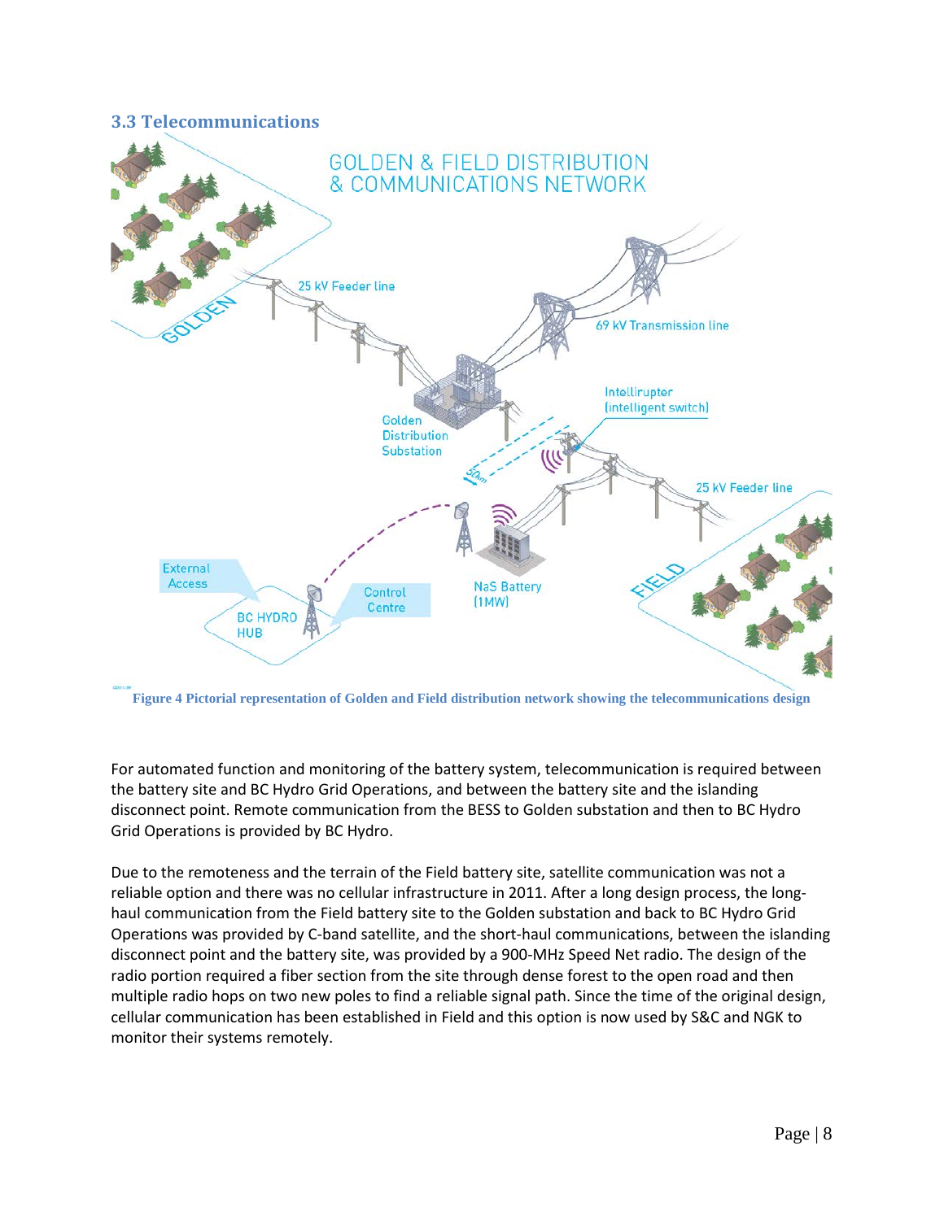### 3.3 Telecommunications

Figure 4 Pictorial representation of Golden and Field distribution network showing the telecommunications design

For automated function and monitoring of the battery system, telecommunication is required between the battery site and BC Hydro Grid Operations, and between the battery site and the islanding disconnect point. Remote communication from the BESS to Golden substation and then to BC Hydro Grid Operations is provided by BC Hydro.

Due to the remoteness and the terrain of the Field battery site, satellite communication was not a reliable option and there was no cellular infrastructure in 2011. After a long design process, the long-haul communication from the Field battery site to the Golden substation and back to BC Hydro Grid Operations was provided by C-band satellite, and the short-haul communications, between the islanding disconnect point and the battery site, was provided by a 900-MHz Speed Net radio. The design of the radio portion required a fiber section from the site through dense forest to the open road and then multiple radio hops on two new poles to find a reliable signal path. Since the time of the original design, cellular communication has been established in Field and this option is now used by S&C and NGK to monitor their systems remotely.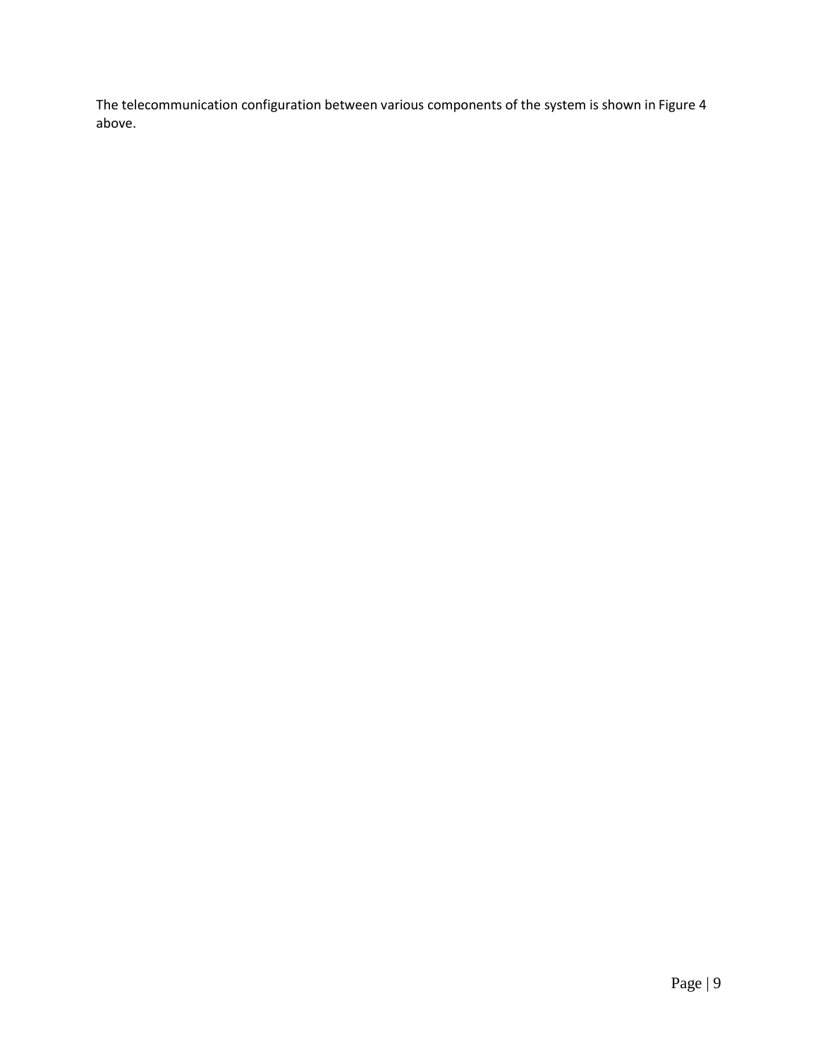The telecommunication configuration between various components of the system is shown in Figure 4 above.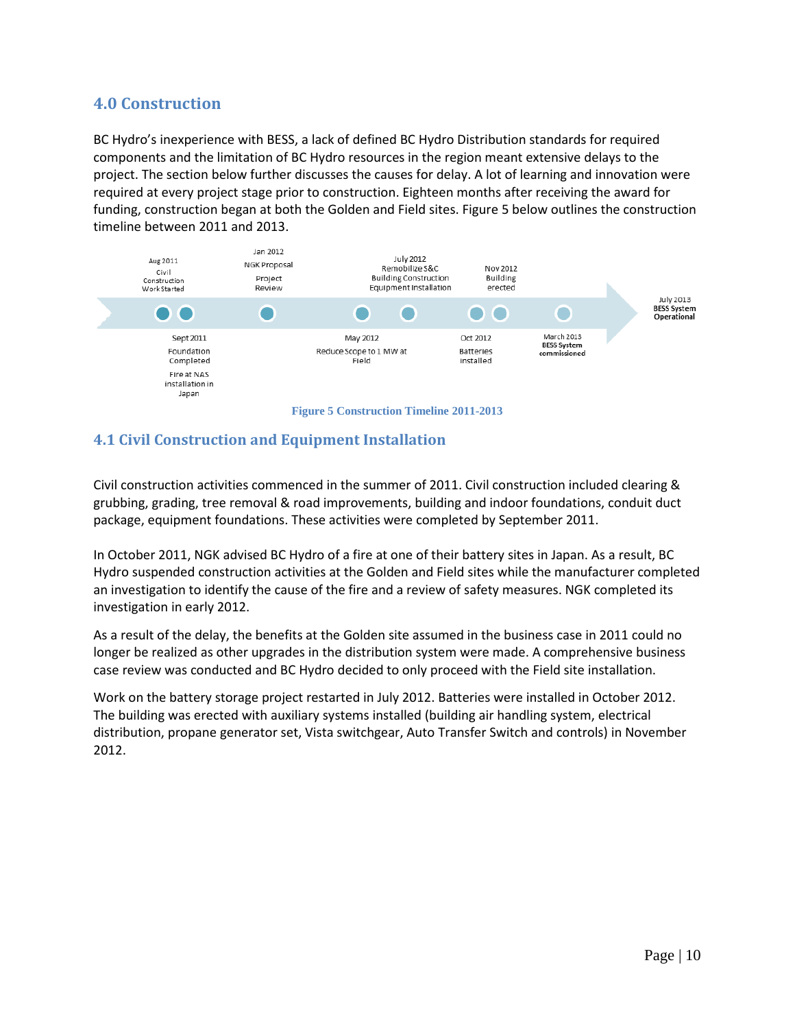## 4.0 Construction

BC Hydro's inexperience with BESS, a lack of defined BC Hydro Distribution standards for required components and the limitation of BC Hydro resources in the region meant extensive delays to the project. The section below further discusses the causes for delay. A lot of learning and innovation were required at every project stage prior to construction. Eighteen months after receiving the award for funding, construction began at both the Golden and Field sites. Figure 5 below outlines the construction timeline between 2011 and 2013.

| Date | Milestone |
|---|---|
| Aug 2011 | Civil Construction Work Started |
| Sept 2011 | Foundation Completed; Fire at NAS installation in Japan |
| Jan 2012 | NGK Proposal Project Review |
| May 2012 | Reduce Scope to 1 MW at Field |
| July 2012 | Remobilize S&C Building Construction Equipment Installation |
| Oct 2012 | Batteries installed |
| Nov 2012 | Building erected |
| March 2013 | **BESS System commissioned** |
| July 2013 | **BESS System Operational** |

Figure 5 Construction Timeline 2011-2013

### 4.1 Civil Construction and Equipment Installation

Civil construction activities commenced in the summer of 2011. Civil construction included clearing & grubbing, grading, tree removal & road improvements, building and indoor foundations, conduit duct package, equipment foundations. These activities were completed by September 2011.

In October 2011, NGK advised BC Hydro of a fire at one of their battery sites in Japan. As a result, BC Hydro suspended construction activities at the Golden and Field sites while the manufacturer completed an investigation to identify the cause of the fire and a review of safety measures. NGK completed its investigation in early 2012.

As a result of the delay, the benefits at the Golden site assumed in the business case in 2011 could no longer be realized as other upgrades in the distribution system were made. A comprehensive business case review was conducted and BC Hydro decided to only proceed with the Field site installation.

Work on the battery storage project restarted in July 2012. Batteries were installed in October 2012. The building was erected with auxiliary systems installed (building air handling system, electrical distribution, propane generator set, Vista switchgear, Auto Transfer Switch and controls) in November 2012.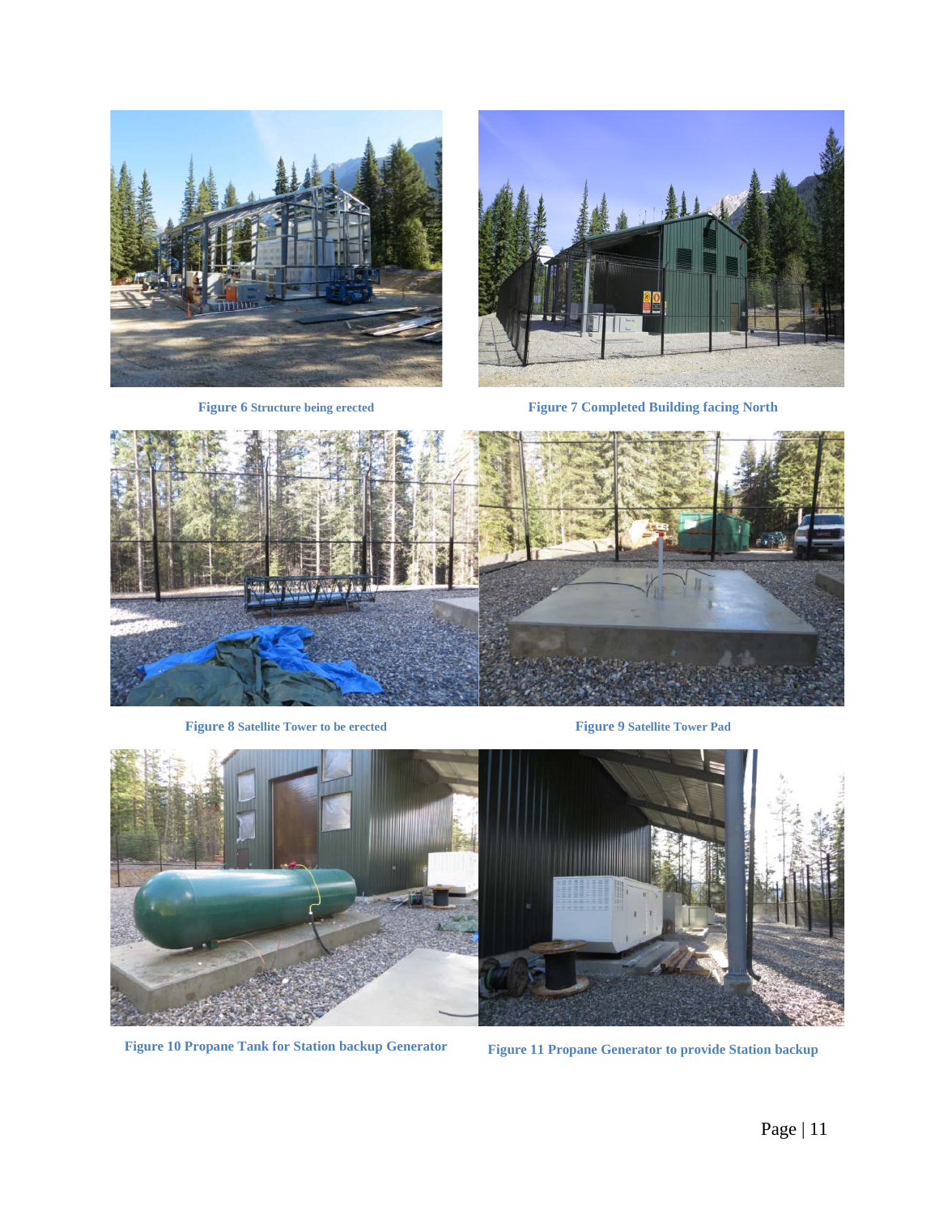Figure 6 Structure being erected

Figure 7 Completed Building facing North

Figure 8 Satellite Tower to be erected

Figure 9 Satellite Tower Pad

Figure 10 Propane Tank for Station backup Generator

Figure 11 Propane Generator to provide Station backup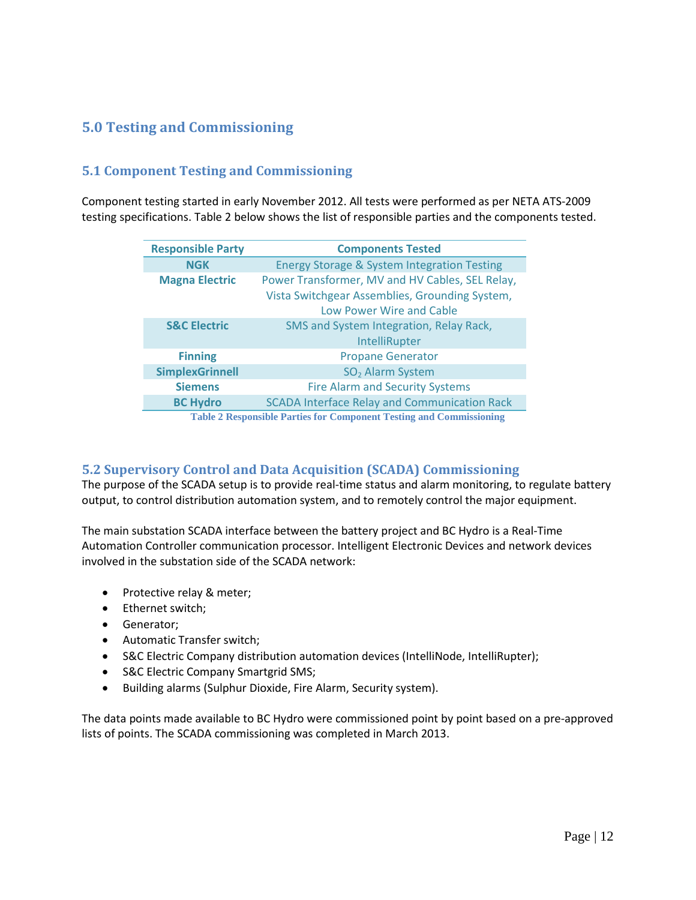## 5.0 Testing and Commissioning

### 5.1 Component Testing and Commissioning

Component testing started in early November 2012. All tests were performed as per NETA ATS-2009 testing specifications. Table 2 below shows the list of responsible parties and the components tested.

| Responsible Party | Components Tested |
|---|---|
| **NGK** | Energy Storage & System Integration Testing |
| **Magna Electric** | Power Transformer, MV and HV Cables, SEL Relay, Vista Switchgear Assemblies, Grounding System, Low Power Wire and Cable |
| **S&C Electric** | SMS and System Integration, Relay Rack, IntelliRupter |
| **Finning** | Propane Generator |
| **SimplexGrinnell** | $SO_2$ Alarm System |
| **Siemens** | Fire Alarm and Security Systems |
| **BC Hydro** | SCADA Interface Relay and Communication Rack |

**Table 2 Responsible Parties for Component Testing and Commissioning**

### 5.2 Supervisory Control and Data Acquisition (SCADA) Commissioning

The purpose of the SCADA setup is to provide real-time status and alarm monitoring, to regulate battery output, to control distribution automation system, and to remotely control the major equipment.

The main substation SCADA interface between the battery project and BC Hydro is a Real-Time Automation Controller communication processor. Intelligent Electronic Devices and network devices involved in the substation side of the SCADA network:

- Protective relay & meter;
- Ethernet switch;
- Generator;
- Automatic Transfer switch;
- S&C Electric Company distribution automation devices (IntelliNode, IntelliRupter);
- S&C Electric Company Smartgrid SMS;
- Building alarms (Sulphur Dioxide, Fire Alarm, Security system).

The data points made available to BC Hydro were commissioned point by point based on a pre-approved lists of points. The SCADA commissioning was completed in March 2013.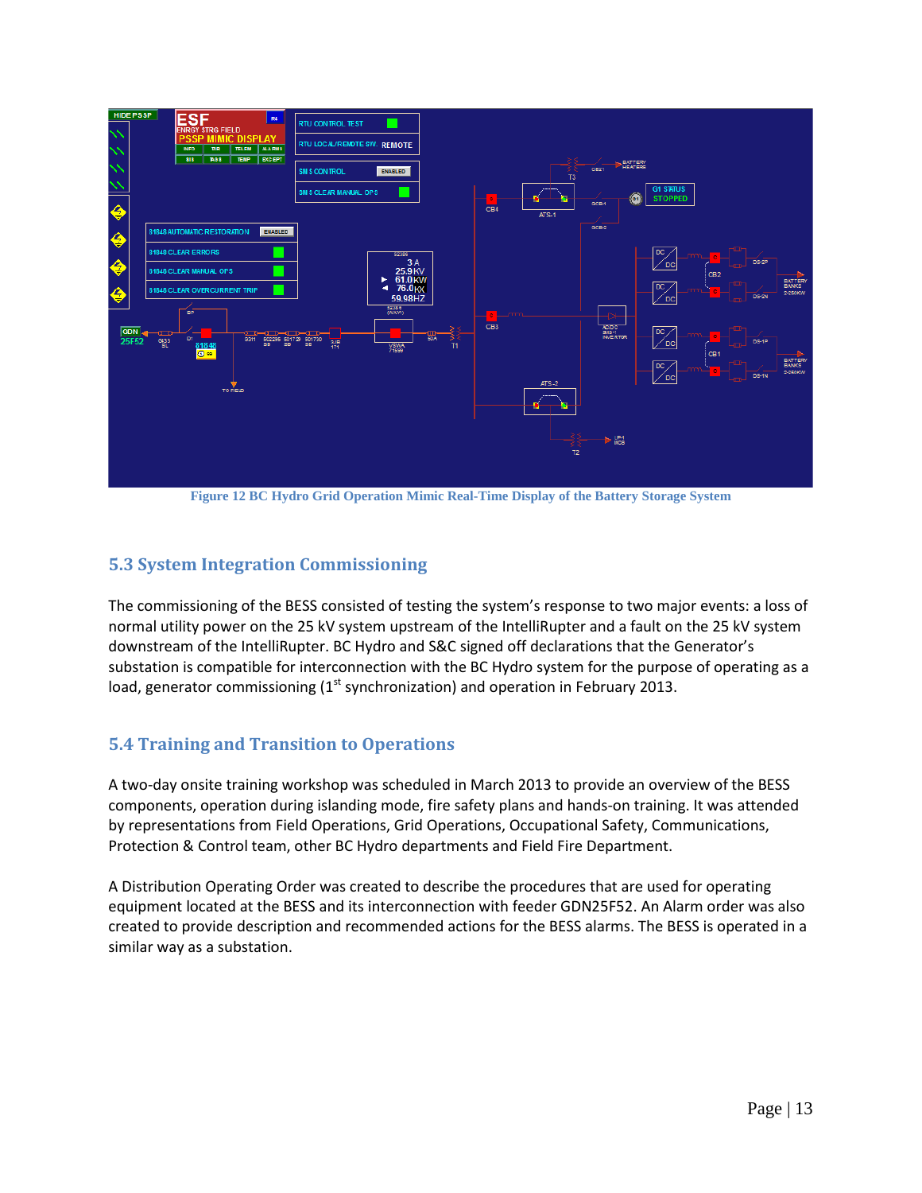Figure 12 BC Hydro Grid Operation Mimic Real-Time Display of the Battery Storage System

## 5.3 System Integration Commissioning

The commissioning of the BESS consisted of testing the system's response to two major events: a loss of normal utility power on the 25 kV system upstream of the IntelliRupter and a fault on the 25 kV system downstream of the IntelliRupter. BC Hydro and S&C signed off declarations that the Generator's substation is compatible for interconnection with the BC Hydro system for the purpose of operating as a load, generator commissioning (1st synchronization) and operation in February 2013.

## 5.4 Training and Transition to Operations

A two-day onsite training workshop was scheduled in March 2013 to provide an overview of the BESS components, operation during islanding mode, fire safety plans and hands-on training. It was attended by representations from Field Operations, Grid Operations, Occupational Safety, Communications, Protection & Control team, other BC Hydro departments and Field Fire Department.

A Distribution Operating Order was created to describe the procedures that are used for operating equipment located at the BESS and its interconnection with feeder GDN25F52. An Alarm order was also created to provide description and recommended actions for the BESS alarms. The BESS is operated in a similar way as a substation.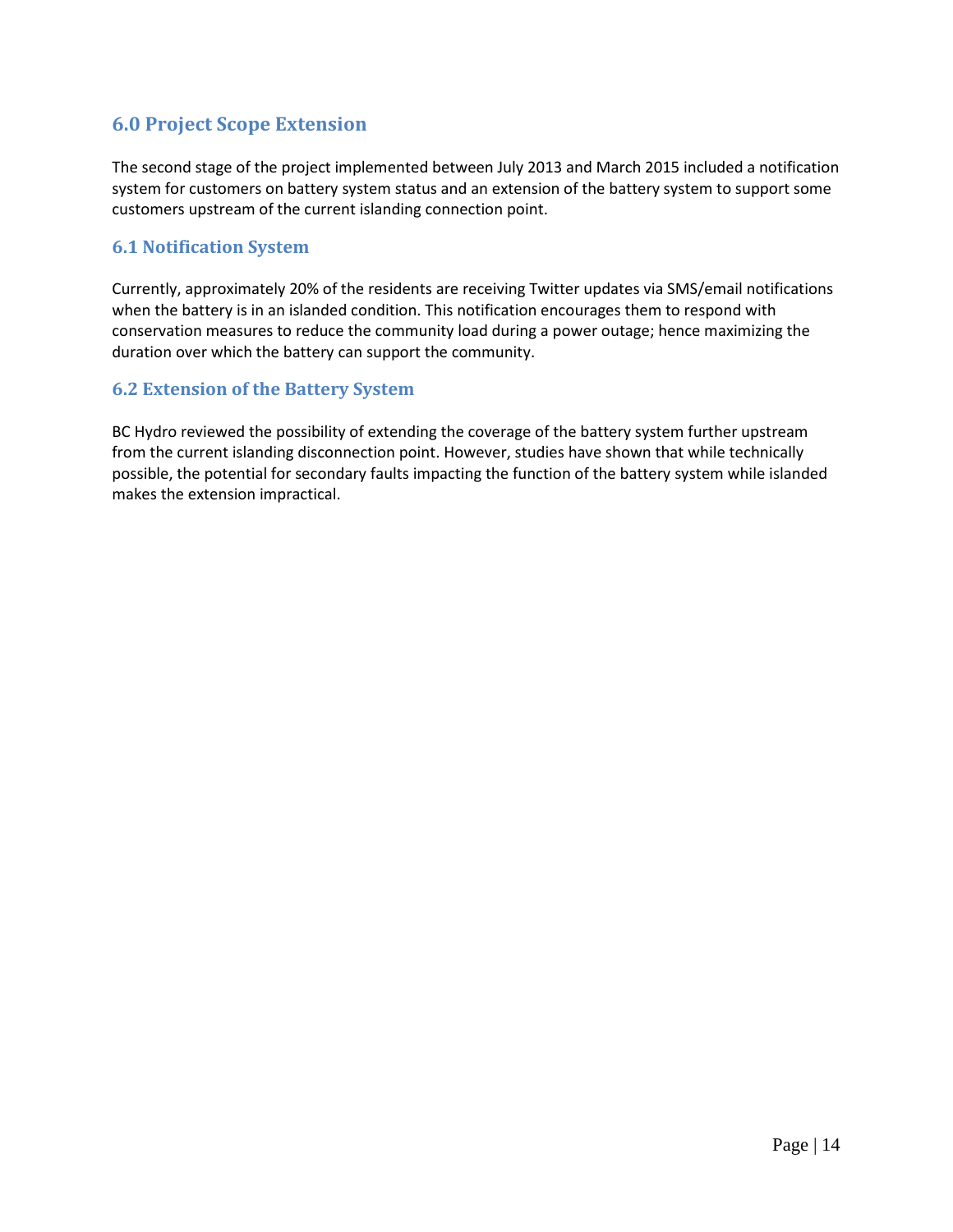## 6.0 Project Scope Extension

The second stage of the project implemented between July 2013 and March 2015 included a notification system for customers on battery system status and an extension of the battery system to support some customers upstream of the current islanding connection point.

### 6.1 Notification System

Currently, approximately 20% of the residents are receiving Twitter updates via SMS/email notifications when the battery is in an islanded condition. This notification encourages them to respond with conservation measures to reduce the community load during a power outage; hence maximizing the duration over which the battery can support the community.

### 6.2 Extension of the Battery System

BC Hydro reviewed the possibility of extending the coverage of the battery system further upstream from the current islanding disconnection point. However, studies have shown that while technically possible, the potential for secondary faults impacting the function of the battery system while islanded makes the extension impractical.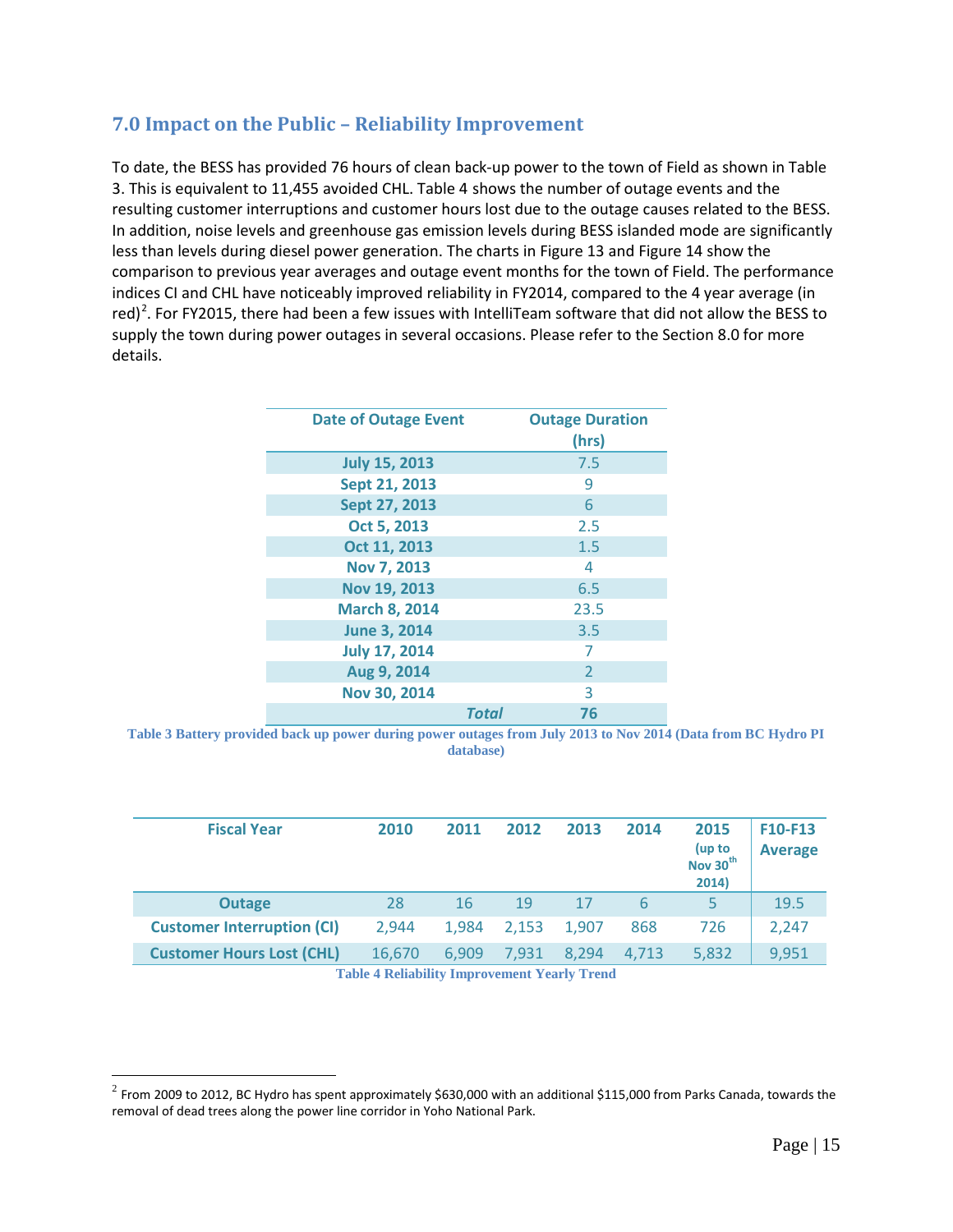## 7.0 Impact on the Public – Reliability Improvement

To date, the BESS has provided 76 hours of clean back-up power to the town of Field as shown in Table 3. This is equivalent to 11,455 avoided CHL. Table 4 shows the number of outage events and the resulting customer interruptions and customer hours lost due to the outage causes related to the BESS. In addition, noise levels and greenhouse gas emission levels during BESS islanded mode are significantly less than levels during diesel power generation. The charts in Figure 13 and Figure 14 show the comparison to previous year averages and outage event months for the town of Field. The performance indices CI and CHL have noticeably improved reliability in FY2014, compared to the 4 year average (in red)[2]. For FY2015, there had been a few issues with IntelliTeam software that did not allow the BESS to supply the town during power outages in several occasions. Please refer to the Section 8.0 for more details.

| Date of Outage Event | Outage Duration (hrs) |
|---|---|
| July 15, 2013 | 7.5 |
| Sept 21, 2013 | 9 |
| Sept 27, 2013 | 6 |
| Oct 5, 2013 | 2.5 |
| Oct 11, 2013 | 1.5 |
| Nov 7, 2013 | 4 |
| Nov 19, 2013 | 6.5 |
| March 8, 2014 | 23.5 |
| June 3, 2014 | 3.5 |
| July 17, 2014 | 7 |
| Aug 9, 2014 | 2 |
| Nov 30, 2014 | 3 |
| ***Total*** | **76** |

Table 3 Battery provided back up power during power outages from July 2013 to Nov 2014 (Data from BC Hydro PI database)

| Fiscal Year | 2010 | 2011 | 2012 | 2013 | 2014 | 2015 (up to Nov 30th 2014) | F10-F13 Average |
|---|---|---|---|---|---|---|---|
| Outage | 28 | 16 | 19 | 17 | 6 | 5 | 19.5 |
| Customer Interruption (CI) | 2,944 | 1,984 | 2,153 | 1,907 | 868 | 726 | 2,247 |
| Customer Hours Lost (CHL) | 16,670 | 6,909 | 7,931 | 8,294 | 4,713 | 5,832 | 9,951 |

Table 4 Reliability Improvement Yearly Trend

[2] From 2009 to 2012, BC Hydro has spent approximately $630,000 with an additional $115,000 from Parks Canada, towards the removal of dead trees along the power line corridor in Yoho National Park.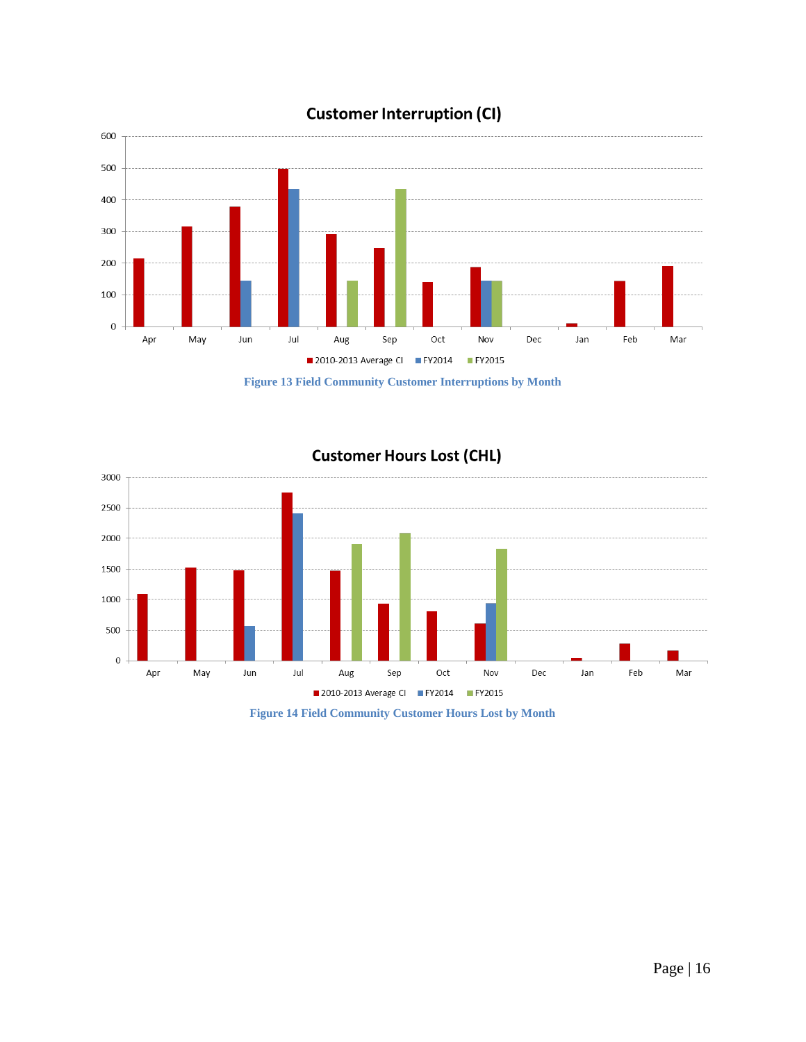**Customer Interruption (CI)**

Figure 13 Field Community Customer Interruptions by Month

**Customer Hours Lost (CHL)**

Figure 14 Field Community Customer Hours Lost by Month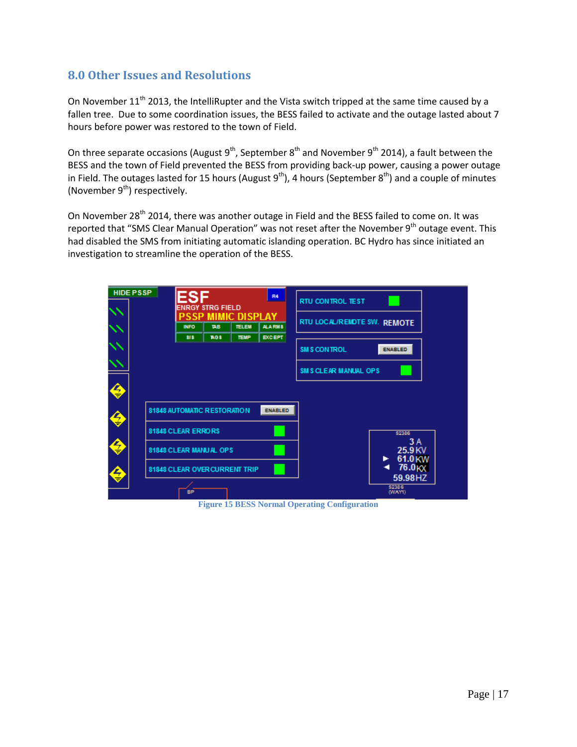## 8.0 Other Issues and Resolutions

On November 11th 2013, the IntelliRupter and the Vista switch tripped at the same time caused by a fallen tree. Due to some coordination issues, the BESS failed to activate and the outage lasted about 7 hours before power was restored to the town of Field.

On three separate occasions (August 9th, September 8th and November 9th 2014), a fault between the BESS and the town of Field prevented the BESS from providing back-up power, causing a power outage in Field. The outages lasted for 15 hours (August 9th), 4 hours (September 8th) and a couple of minutes (November 9th) respectively.

On November 28th 2014, there was another outage in Field and the BESS failed to come on. It was reported that “SMS Clear Manual Operation” was not reset after the November 9th outage event. This had disabled the SMS from initiating automatic islanding operation. BC Hydro has since initiated an investigation to streamline the operation of the BESS.

Figure 15 BESS Normal Operating Configuration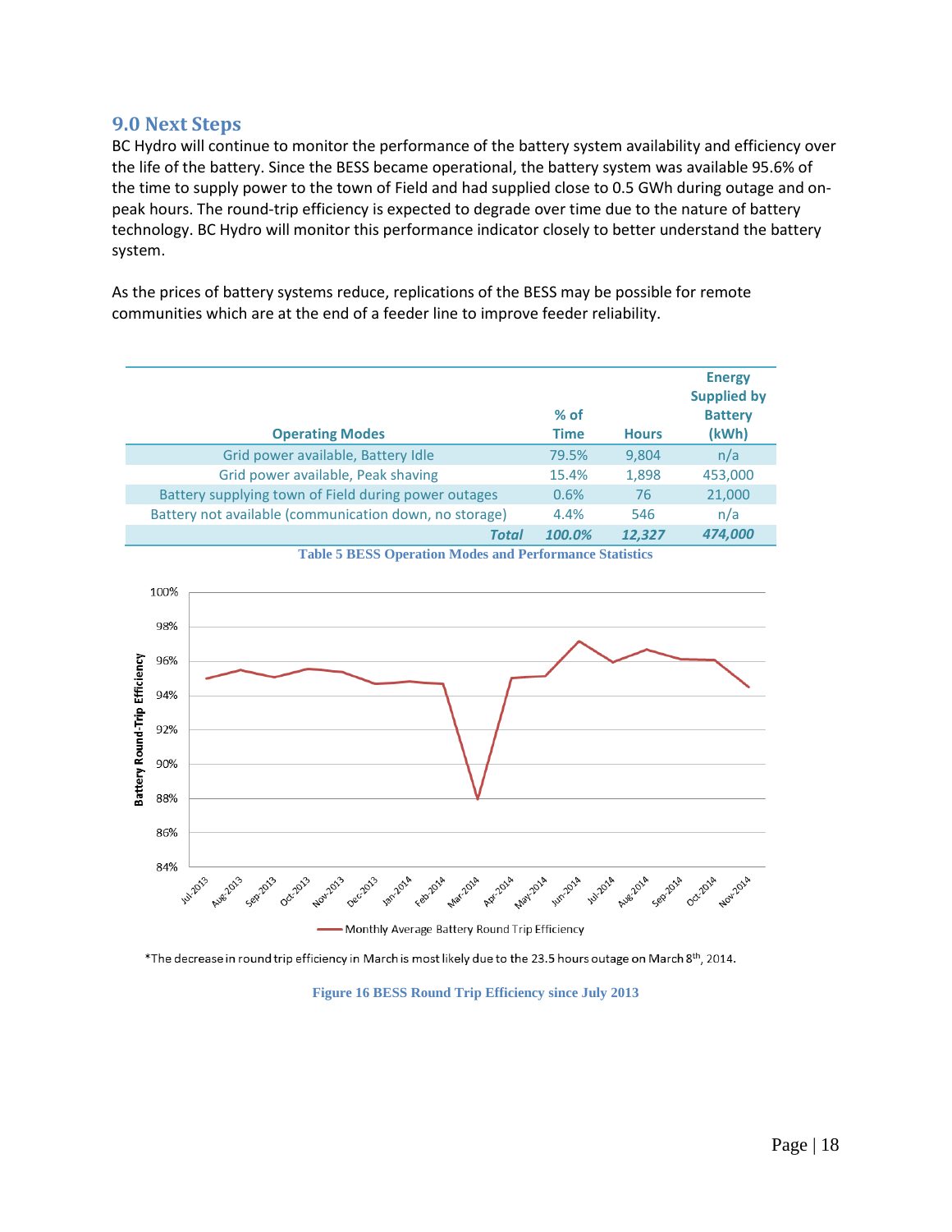## 9.0 Next Steps

BC Hydro will continue to monitor the performance of the battery system availability and efficiency over the life of the battery. Since the BESS became operational, the battery system was available 95.6% of the time to supply power to the town of Field and had supplied close to 0.5 GWh during outage and on-peak hours. The round-trip efficiency is expected to degrade over time due to the nature of battery technology. BC Hydro will monitor this performance indicator closely to better understand the battery system.

As the prices of battery systems reduce, replications of the BESS may be possible for remote communities which are at the end of a feeder line to improve feeder reliability.

| Operating Modes | % of Time | Hours | Energy Supplied by Battery (kWh) |
|---|---|---|---|
| Grid power available, Battery Idle | 79.5% | 9,804 | n/a |
| Grid power available, Peak shaving | 15.4% | 1,898 | 453,000 |
| Battery supplying town of Field during power outages | 0.6% | 76 | 21,000 |
| Battery not available (communication down, no storage) | 4.4% | 546 | n/a |
| ***Total*** | ***100.0%*** | ***12,327*** | ***474,000*** |

**Table 5 BESS Operation Modes and Performance Statistics**

*The decrease in round trip efficiency in March is most likely due to the 23.5 hours outage on March 8th, 2014.

**Figure 16 BESS Round Trip Efficiency since July 2013**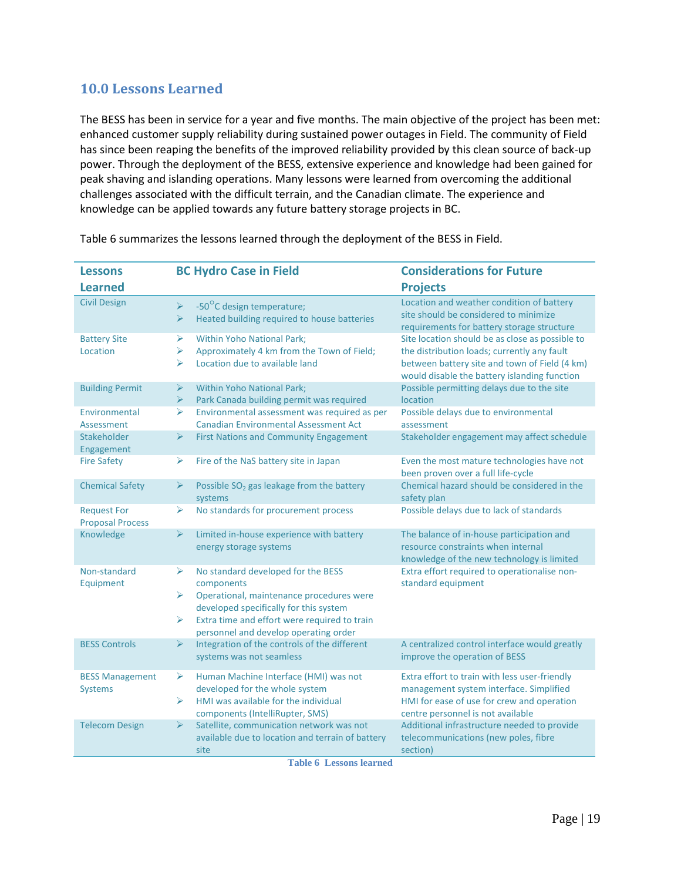## 10.0 Lessons Learned

The BESS has been in service for a year and five months. The main objective of the project has been met: enhanced customer supply reliability during sustained power outages in Field. The community of Field has since been reaping the benefits of the improved reliability provided by this clean source of back-up power. Through the deployment of the BESS, extensive experience and knowledge had been gained for peak shaving and islanding operations. Many lessons were learned from overcoming the additional challenges associated with the difficult terrain, and the Canadian climate. The experience and knowledge can be applied towards any future battery storage projects in BC.

Table 6 summarizes the lessons learned through the deployment of the BESS in Field.

| Lessons Learned | BC Hydro Case in Field | Considerations for Future Projects |
|---|---|---|
| Civil Design | ➢ -50°C design temperature;<br>➢ Heated building required to house batteries | Location and weather condition of battery site should be considered to minimize requirements for battery storage structure |
| Battery Site Location | ➢ Within Yoho National Park;<br>➢ Approximately 4 km from the Town of Field;<br>➢ Location due to available land | Site location should be as close as possible to the distribution loads; currently any fault between battery site and town of Field (4 km) would disable the battery islanding function |
| Building Permit | ➢ Within Yoho National Park;<br>➢ Park Canada building permit was required | Possible permitting delays due to the site location |
| Environmental Assessment | ➢ Environmental assessment was required as per Canadian Environmental Assessment Act | Possible delays due to environmental assessment |
| Stakeholder Engagement | ➢ First Nations and Community Engagement | Stakeholder engagement may affect schedule |
| Fire Safety | ➢ Fire of the NaS battery site in Japan | Even the most mature technologies have not been proven over a full life-cycle |
| Chemical Safety | ➢ Possible $SO_2$ gas leakage from the battery systems | Chemical hazard should be considered in the safety plan |
| Request For Proposal Process | ➢ No standards for procurement process | Possible delays due to lack of standards |
| Knowledge | ➢ Limited in-house experience with battery energy storage systems | The balance of in-house participation and resource constraints when internal knowledge of the new technology is limited |
| Non-standard Equipment | ➢ No standard developed for the BESS components<br>➢ Operational, maintenance procedures were developed specifically for this system<br>➢ Extra time and effort were required to train personnel and develop operating order | Extra effort required to operationalise non-standard equipment |
| BESS Controls | ➢ Integration of the controls of the different systems was not seamless | A centralized control interface would greatly improve the operation of BESS |
| BESS Management Systems | ➢ Human Machine Interface (HMI) was not developed for the whole system<br>➢ HMI was available for the individual components (IntelliRupter, SMS) | Extra effort to train with less user-friendly management system interface. Simplified HMI for ease of use for crew and operation centre personnel is not available |
| Telecom Design | ➢ Satellite, communication network was not available due to location and terrain of battery site | Additional infrastructure needed to provide telecommunications (new poles, fibre section) |

**Table 6 Lessons learned**